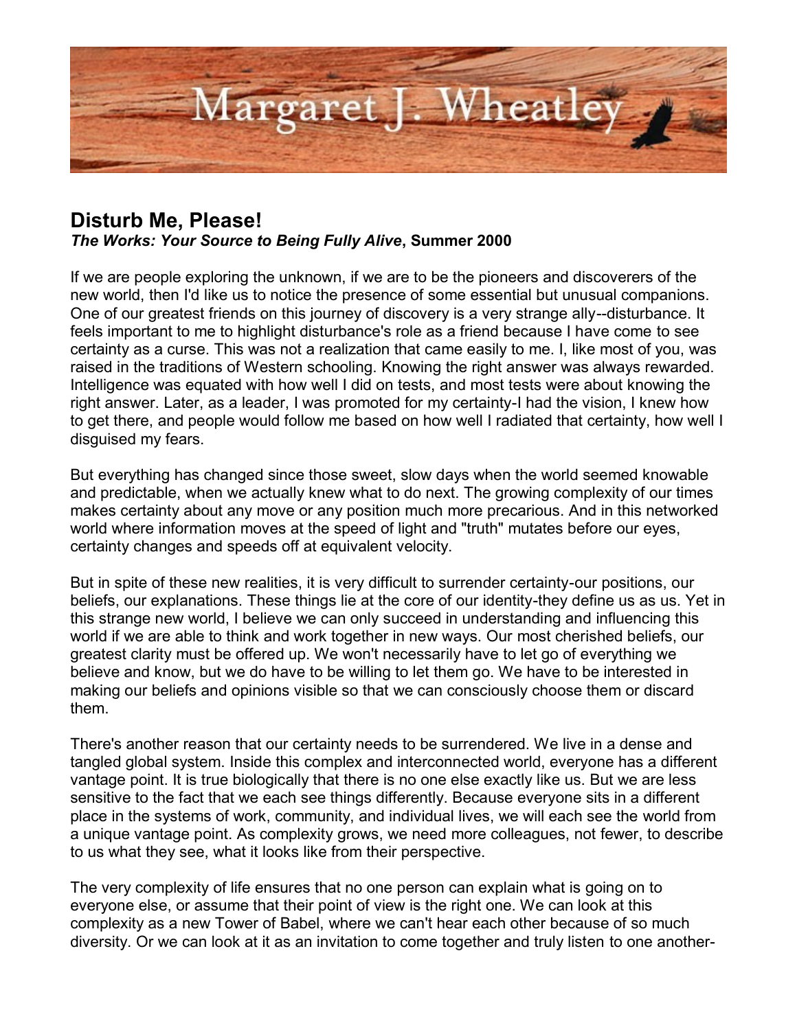Margaret J. Wheatley

## Disturb Me, Please!

***The Works: Your Source to Being Fully Alive*, Summer 2000**

If we are people exploring the unknown, if we are to be the pioneers and discoverers of the new world, then I'd like us to notice the presence of some essential but unusual companions. One of our greatest friends on this journey of discovery is a very strange ally--disturbance. It feels important to me to highlight disturbance's role as a friend because I have come to see certainty as a curse. This was not a realization that came easily to me. I, like most of you, was raised in the traditions of Western schooling. Knowing the right answer was always rewarded. Intelligence was equated with how well I did on tests, and most tests were about knowing the right answer. Later, as a leader, I was promoted for my certainty-I had the vision, I knew how to get there, and people would follow me based on how well I radiated that certainty, how well I disguised my fears.

But everything has changed since those sweet, slow days when the world seemed knowable and predictable, when we actually knew what to do next. The growing complexity of our times makes certainty about any move or any position much more precarious. And in this networked world where information moves at the speed of light and "truth" mutates before our eyes, certainty changes and speeds off at equivalent velocity.

But in spite of these new realities, it is very difficult to surrender certainty-our positions, our beliefs, our explanations. These things lie at the core of our identity-they define us as us. Yet in this strange new world, I believe we can only succeed in understanding and influencing this world if we are able to think and work together in new ways. Our most cherished beliefs, our greatest clarity must be offered up. We won't necessarily have to let go of everything we believe and know, but we do have to be willing to let them go. We have to be interested in making our beliefs and opinions visible so that we can consciously choose them or discard them.

There's another reason that our certainty needs to be surrendered. We live in a dense and tangled global system. Inside this complex and interconnected world, everyone has a different vantage point. It is true biologically that there is no one else exactly like us. But we are less sensitive to the fact that we each see things differently. Because everyone sits in a different place in the systems of work, community, and individual lives, we will each see the world from a unique vantage point. As complexity grows, we need more colleagues, not fewer, to describe to us what they see, what it looks like from their perspective.

The very complexity of life ensures that no one person can explain what is going on to everyone else, or assume that their point of view is the right one. We can look at this complexity as a new Tower of Babel, where we can't hear each other because of so much diversity. Or we can look at it as an invitation to come together and truly listen to one another-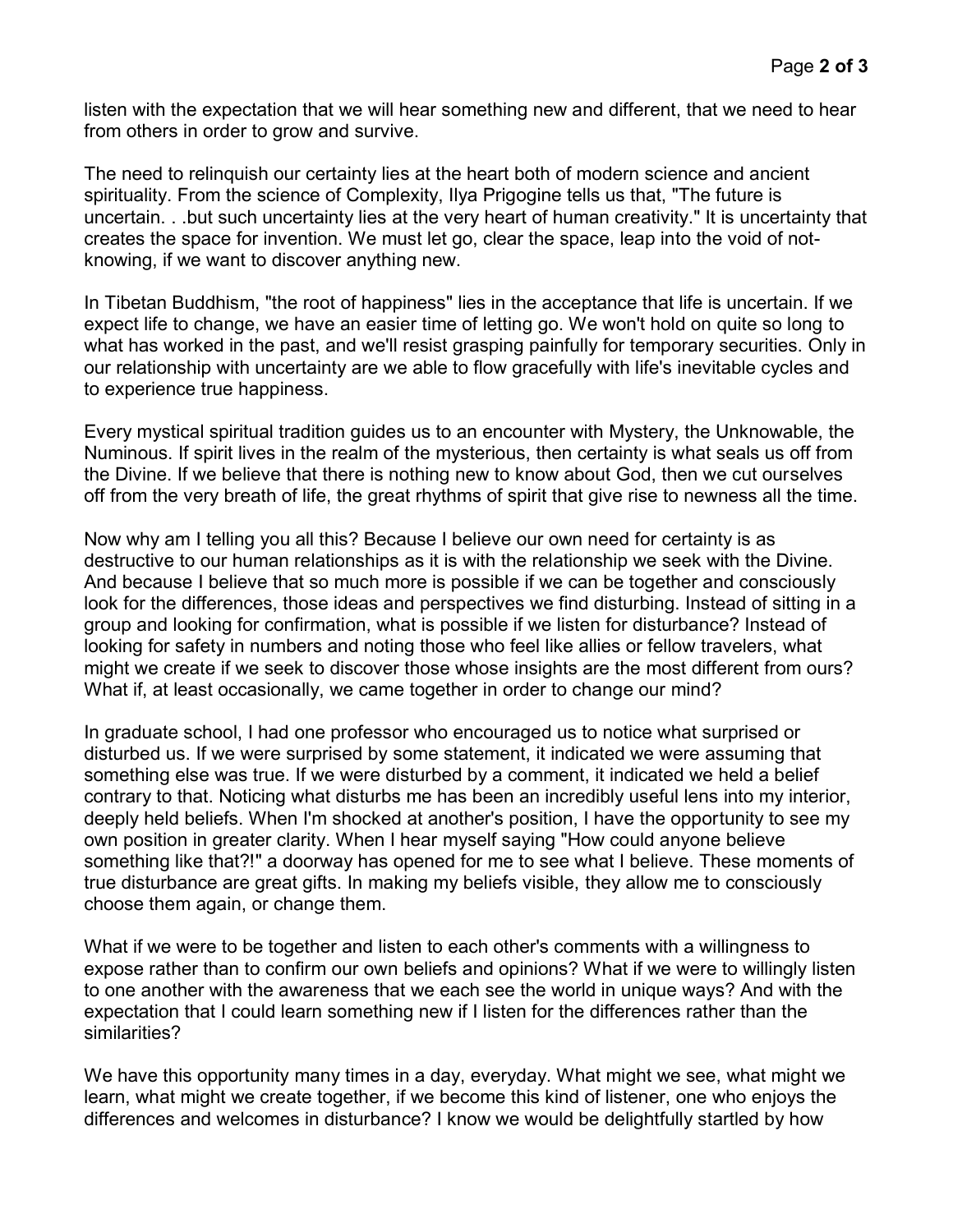listen with the expectation that we will hear something new and different, that we need to hear from others in order to grow and survive.

The need to relinquish our certainty lies at the heart both of modern science and ancient spirituality. From the science of Complexity, Ilya Prigogine tells us that, "The future is uncertain. . .but such uncertainty lies at the very heart of human creativity." It is uncertainty that creates the space for invention. We must let go, clear the space, leap into the void of not-knowing, if we want to discover anything new.

In Tibetan Buddhism, "the root of happiness" lies in the acceptance that life is uncertain. If we expect life to change, we have an easier time of letting go. We won't hold on quite so long to what has worked in the past, and we'll resist grasping painfully for temporary securities. Only in our relationship with uncertainty are we able to flow gracefully with life's inevitable cycles and to experience true happiness.

Every mystical spiritual tradition guides us to an encounter with Mystery, the Unknowable, the Numinous. If spirit lives in the realm of the mysterious, then certainty is what seals us off from the Divine. If we believe that there is nothing new to know about God, then we cut ourselves off from the very breath of life, the great rhythms of spirit that give rise to newness all the time.

Now why am I telling you all this? Because I believe our own need for certainty is as destructive to our human relationships as it is with the relationship we seek with the Divine. And because I believe that so much more is possible if we can be together and consciously look for the differences, those ideas and perspectives we find disturbing. Instead of sitting in a group and looking for confirmation, what is possible if we listen for disturbance? Instead of looking for safety in numbers and noting those who feel like allies or fellow travelers, what might we create if we seek to discover those whose insights are the most different from ours? What if, at least occasionally, we came together in order to change our mind?

In graduate school, I had one professor who encouraged us to notice what surprised or disturbed us. If we were surprised by some statement, it indicated we were assuming that something else was true. If we were disturbed by a comment, it indicated we held a belief contrary to that. Noticing what disturbs me has been an incredibly useful lens into my interior, deeply held beliefs. When I'm shocked at another's position, I have the opportunity to see my own position in greater clarity. When I hear myself saying "How could anyone believe something like that?!" a doorway has opened for me to see what I believe. These moments of true disturbance are great gifts. In making my beliefs visible, they allow me to consciously choose them again, or change them.

What if we were to be together and listen to each other's comments with a willingness to expose rather than to confirm our own beliefs and opinions? What if we were to willingly listen to one another with the awareness that we each see the world in unique ways? And with the expectation that I could learn something new if I listen for the differences rather than the similarities?

We have this opportunity many times in a day, everyday. What might we see, what might we learn, what might we create together, if we become this kind of listener, one who enjoys the differences and welcomes in disturbance? I know we would be delightfully startled by how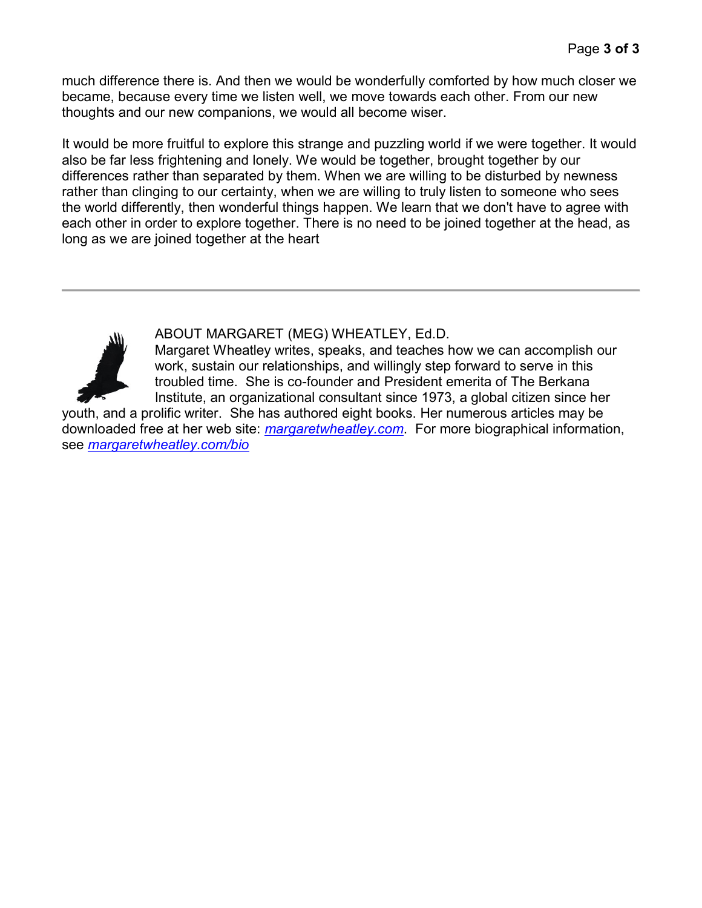much difference there is. And then we would be wonderfully comforted by how much closer we became, because every time we listen well, we move towards each other. From our new thoughts and our new companions, we would all become wiser.

It would be more fruitful to explore this strange and puzzling world if we were together. It would also be far less frightening and lonely. We would be together, brought together by our differences rather than separated by them. When we are willing to be disturbed by newness rather than clinging to our certainty, when we are willing to truly listen to someone who sees the world differently, then wonderful things happen. We learn that we don't have to agree with each other in order to explore together. There is no need to be joined together at the head, as long as we are joined together at the heart

---

ABOUT MARGARET (MEG) WHEATLEY, Ed.D.
Margaret Wheatley writes, speaks, and teaches how we can accomplish our work, sustain our relationships, and willingly step forward to serve in this troubled time. She is co-founder and President emerita of The Berkana Institute, an organizational consultant since 1973, a global citizen since her youth, and a prolific writer. She has authored eight books. Her numerous articles may be downloaded free at her web site: [margaretwheatley.com](margaretwheatley.com). For more biographical information, see [margaretwheatley.com/bio](margaretwheatley.com/bio)